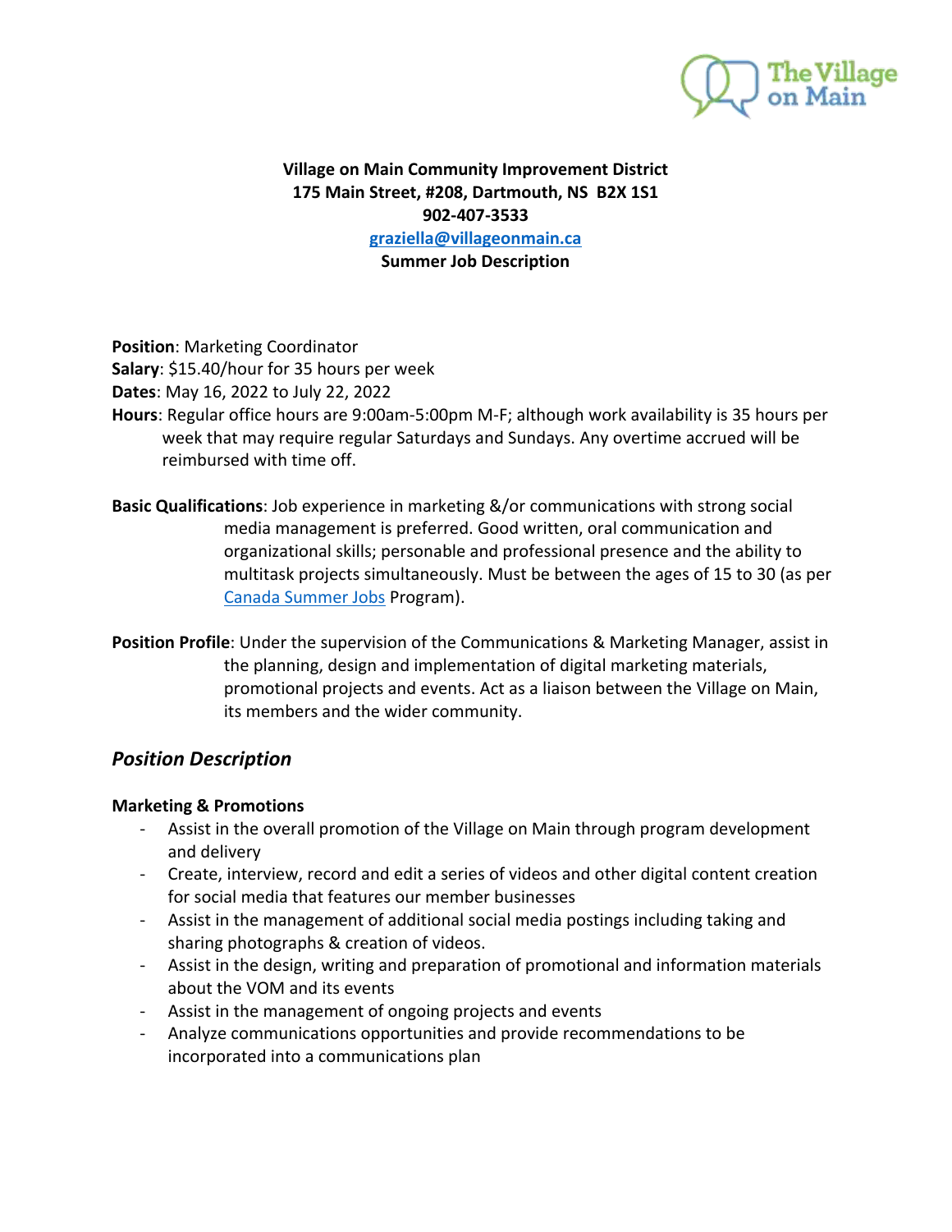**Village on Main Community Improvement District**
**175 Main Street, #208, Dartmouth, NS B2X 1S1**
**902-407-3533**
**graziella@villageonmain.ca**
**Summer Job Description**

**Position**: Marketing Coordinator
**Salary**: $15.40/hour for 35 hours per week
**Dates**: May 16, 2022 to July 22, 2022
**Hours**: Regular office hours are 9:00am-5:00pm M-F; although work availability is 35 hours per week that may require regular Saturdays and Sundays. Any overtime accrued will be reimbursed with time off.

**Basic Qualifications**: Job experience in marketing &/or communications with strong social media management is preferred. Good written, oral communication and organizational skills; personable and professional presence and the ability to multitask projects simultaneously. Must be between the ages of 15 to 30 (as per Canada Summer Jobs Program).

**Position Profile**: Under the supervision of the Communications & Marketing Manager, assist in the planning, design and implementation of digital marketing materials, promotional projects and events. Act as a liaison between the Village on Main, its members and the wider community.

## *Position Description*

**Marketing & Promotions**

- Assist in the overall promotion of the Village on Main through program development and delivery
- Create, interview, record and edit a series of videos and other digital content creation for social media that features our member businesses
- Assist in the management of additional social media postings including taking and sharing photographs & creation of videos.
- Assist in the design, writing and preparation of promotional and information materials about the VOM and its events
- Assist in the management of ongoing projects and events
- Analyze communications opportunities and provide recommendations to be incorporated into a communications plan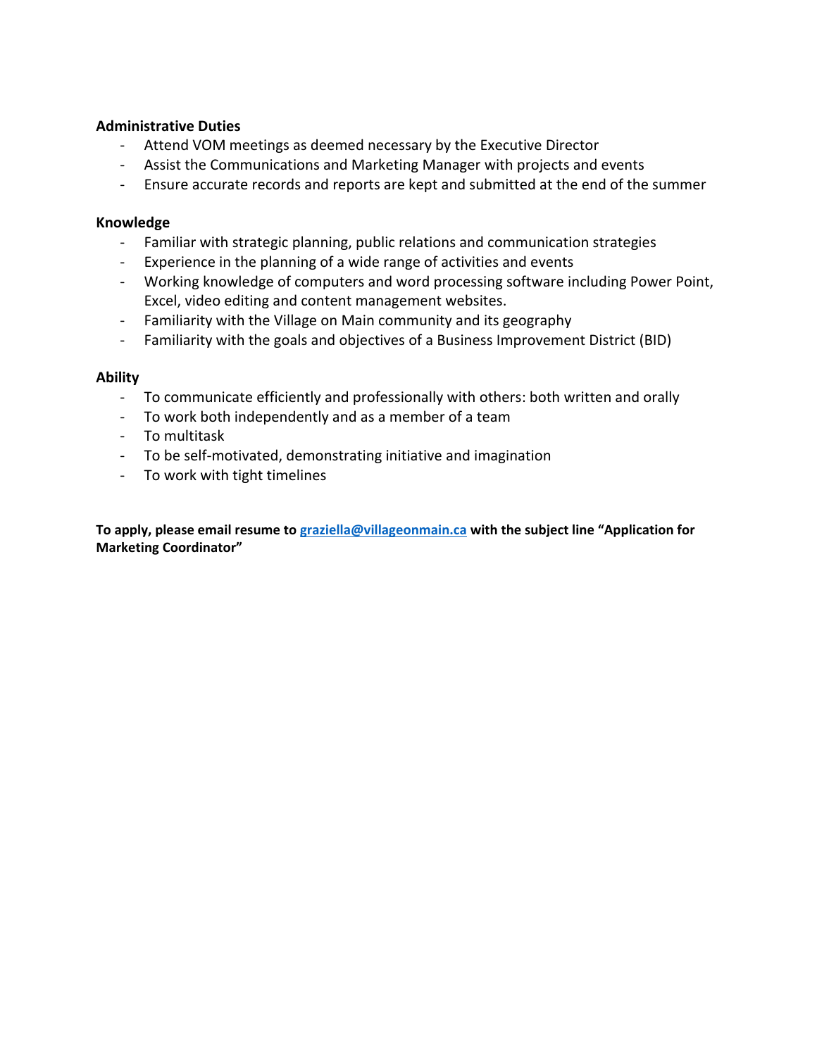**Administrative Duties**

- Attend VOM meetings as deemed necessary by the Executive Director
- Assist the Communications and Marketing Manager with projects and events
- Ensure accurate records and reports are kept and submitted at the end of the summer

**Knowledge**

- Familiar with strategic planning, public relations and communication strategies
- Experience in the planning of a wide range of activities and events
- Working knowledge of computers and word processing software including Power Point, Excel, video editing and content management websites.
- Familiarity with the Village on Main community and its geography
- Familiarity with the goals and objectives of a Business Improvement District (BID)

**Ability**

- To communicate efficiently and professionally with others: both written and orally
- To work both independently and as a member of a team
- To multitask
- To be self-motivated, demonstrating initiative and imagination
- To work with tight timelines

**To apply, please email resume to graziella@villageonmain.ca with the subject line "Application for Marketing Coordinator"**